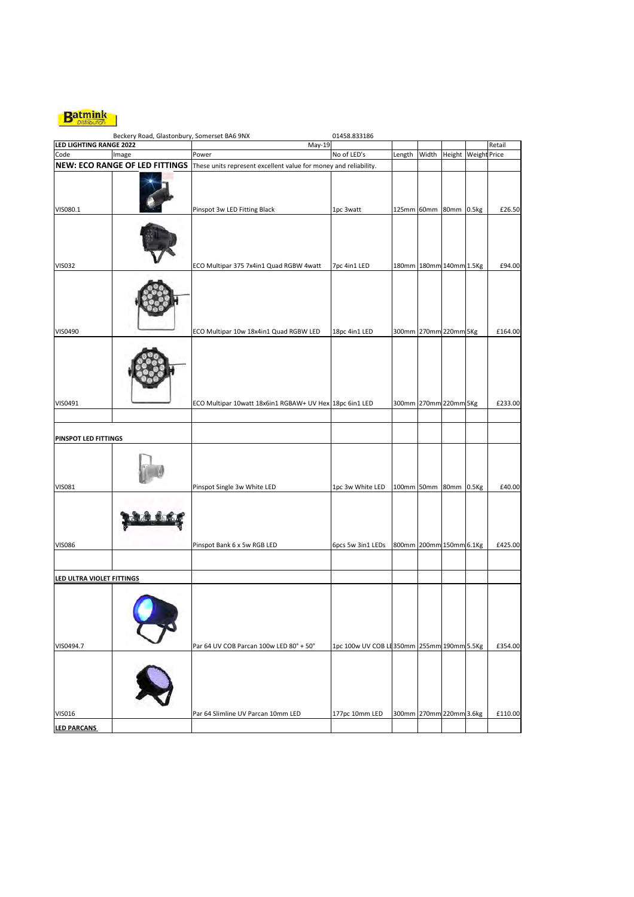Batmink Distribution

| Beckery Road, Glastonbury, Somerset BA6 9NX | | | 01458.833186 | | | | | |
|---|---|---|---|---|---|---|---|---|
| **LED LIGHTING RANGE 2022** | | May-19 | | | | | | Retail |
| Code | Image | Power | No of LED's | Length | Width | Height | Weight | Price |
| **NEW: ECO RANGE OF LED FITTINGS** | | These units represent excellent value for money and reliability. | | | | | | |
| VIS080.1 | | Pinspot 3w LED Fitting Black | 1pc 3watt | 125mm | 60mm | 80mm | 0.5kg | £26.50 |
| VIS032 | | ECO Multipar 375 7x4in1 Quad RGBW 4watt | 7pc 4in1 LED | 180mm | 180mm | 140mm | 1.5Kg | £94.00 |
| VIS0490 | | ECO Multipar 10w 18x4in1 Quad RGBW LED | 18pc 4in1 LED | 300mm | 270mm | 220mm | 5Kg | £164.00 |
| VIS0491 | | ECO Multipar 10watt 18x6in1 RGBAW+ UV Hex | 18pc 6in1 LED | 300mm | 270mm | 220mm | 5Kg | £233.00 |
| | | | | | | | | |
| **PINSPOT LED FITTINGS** | | | | | | | | |
| VIS081 | | Pinspot Single 3w White LED | 1pc 3w White LED | 100mm | 50mm | 80mm | 0.5Kg | £40.00 |
| VIS086 | | Pinspot Bank 6 x 5w RGB LED | 6pcs 5w 3in1 LEDs | 800mm | 200mm | 150mm | 6.1Kg | £425.00 |
| | | | | | | | | |
| **LED ULTRA VIOLET FITTINGS** | | | | | | | | |
| VIS0494.7 | | Par 64 UV COB Parcan 100w LED 80° + 50° | 1pc 100w UV COB LE | 350mm | 255mm | 190mm | 5.5Kg | £354.00 |
| VIS016 | | Par 64 Slimline UV Parcan 10mm LED | 177pc 10mm LED | 300mm | 270mm | 220mm | 3.6kg | £110.00 |
| **LED PARCANS** | | | | | | | | |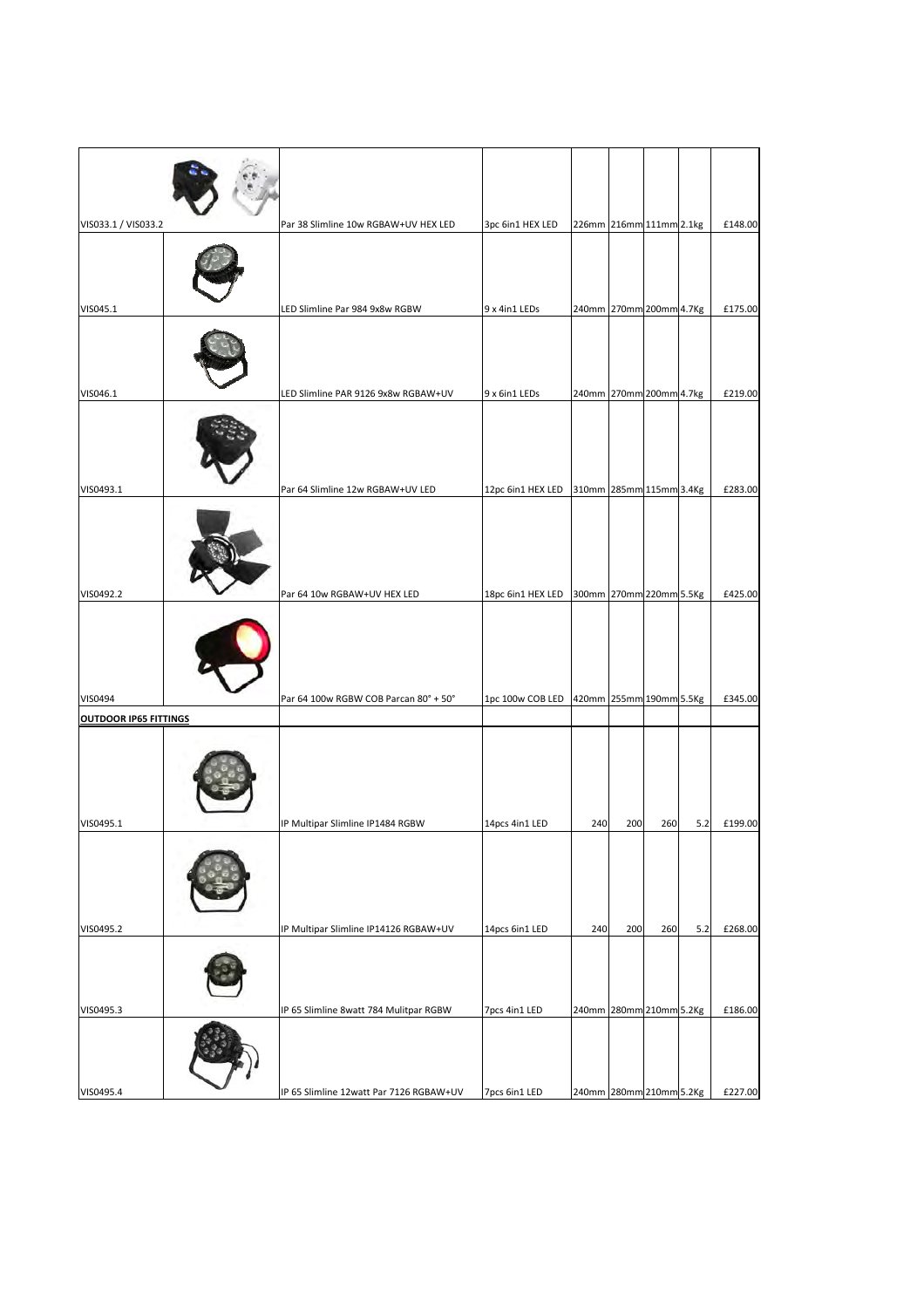| | | | | | | | | |
|---|---|---|---|---|---|---|---|---|
| VIS033.1 / VIS033.2 | | Par 38 Slimline 10w RGBAW+UV HEX LED | 3pc 6in1 HEX LED | 226mm | 216mm | 111mm | 2.1kg | £148.00 |
| VIS045.1 | | LED Slimline Par 984 9x8w RGBW | 9 x 4in1 LEDs | 240mm | 270mm | 200mm | 4.7Kg | £175.00 |
| VIS046.1 | | LED Slimline PAR 9126 9x8w RGBAW+UV | 9 x 6in1 LEDs | 240mm | 270mm | 200mm | 4.7Kg | £219.00 |
| VIS0493.1 | | Par 64 Slimline 12w RGBAW+UV LED | 12pc 6in1 HEX LED | 310mm | 285mm | 115mm | 3.4Kg | £283.00 |
| VIS0492.2 | | Par 64 10w RGBAW+UV HEX LED | 18pc 6in1 HEX LED | 300mm | 270mm | 220mm | 5.5Kg | £425.00 |
| VIS0494 | | Par 64 100w RGBW COB Parcan 80° + 50° | 1pc 100w COB LED | 420mm | 255mm | 190mm | 5.5Kg | £345.00 |
| **OUTDOOR IP65 FITTINGS** | | | | | | | | |
| VIS0495.1 | | IP Multipar Slimline IP1484 RGBW | 14pcs 4in1 LED | 240 | 200 | 260 | 5.2 | £199.00 |
| VIS0495.2 | | IP Multipar Slimline IP14126 RGBAW+UV | 14pcs 6in1 LED | 240 | 200 | 260 | 5.2 | £268.00 |
| VIS0495.3 | | IP 65 Slimline 8watt 784 Mulitpar RGBW | 7pcs 4in1 LED | 240mm | 280mm | 210mm | 5.2Kg | £186.00 |
| VIS0495.4 | | IP 65 Slimline 12watt Par 7126 RGBAW+UV | 7pcs 6in1 LED | 240mm | 280mm | 210mm | 5.2Kg | £227.00 |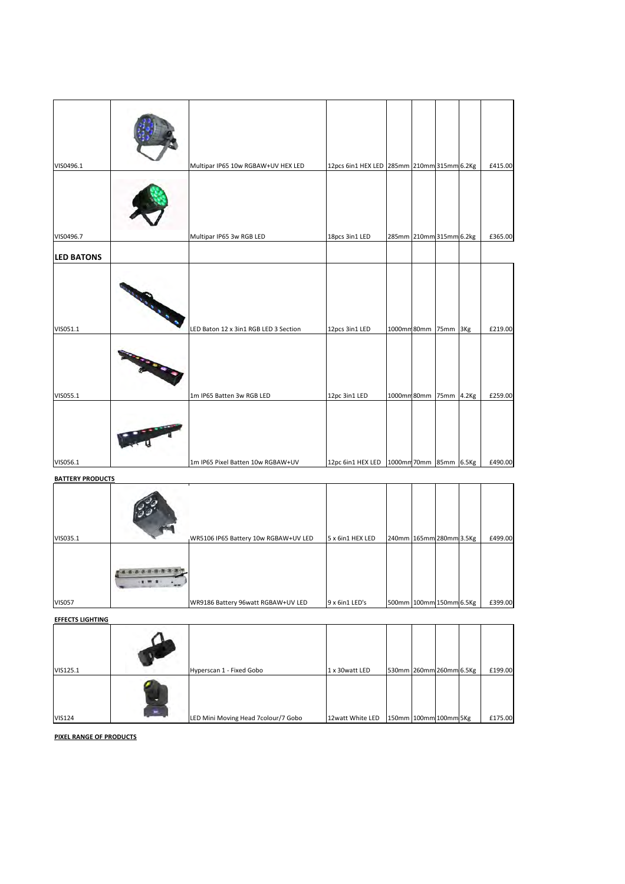| | | | | | | | | |
|---|---|---|---|---|---|---|---|---|
| VIS0496.1 | | Multipar IP65 10w RGBAW+UV HEX LED | 12pcs 6in1 HEX LED | 285mm | 210mm | 315mm | 6.2Kg | £415.00 |
| VIS0496.7 | | Multipar IP65 3w RGB LED | 18pcs 3in1 LED | 285mm | 210mm | 315mm | 6.2kg | £365.00 |

## LED BATONS

| | | | | | | | | |
|---|---|---|---|---|---|---|---|---|
| VIS051.1 | | LED Baton 12 x 3in1 RGB LED 3 Section | 12pcs 3in1 LED | 1000mm | 80mm | 75mm | 3Kg | £219.00 |
| VIS055.1 | | 1m IP65 Batten 3w RGB LED | 12pc 3in1 LED | 1000mm | 80mm | 75mm | 4.2Kg | £259.00 |
| VIS056.1 | | 1m IP65 Pixel Batten 10w RGBAW+UV | 12pc 6in1 HEX LED | 1000mm | 70mm | 85mm | 6.5Kg | £490.00 |

**BATTERY PRODUCTS**

| | | | | | | | | |
|---|---|---|---|---|---|---|---|---|
| VIS035.1 | | WR5106 IP65 Battery 10w RGBAW+UV LED | 5 x 6in1 HEX LED | 240mm | 165mm | 280mm | 3.5Kg | £499.00 |
| VIS057 | | WR9186 Battery 96watt RGBAW+UV LED | 9 x 6in1 LED's | 500mm | 100mm | 150mm | 6.5Kg | £399.00 |

**EFFECTS LIGHTING**

| | | | | | | | | |
|---|---|---|---|---|---|---|---|---|
| VIS125.1 | | Hyperscan 1 - Fixed Gobo | 1 x 30watt LED | 530mm | 260mm | 260mm | 6.5Kg | £199.00 |
| VIS124 | | LED Mini Moving Head 7colour/7 Gobo | 12watt White LED | 150mm | 100mm | 100mm | 5Kg | £175.00 |

**PIXEL RANGE OF PRODUCTS**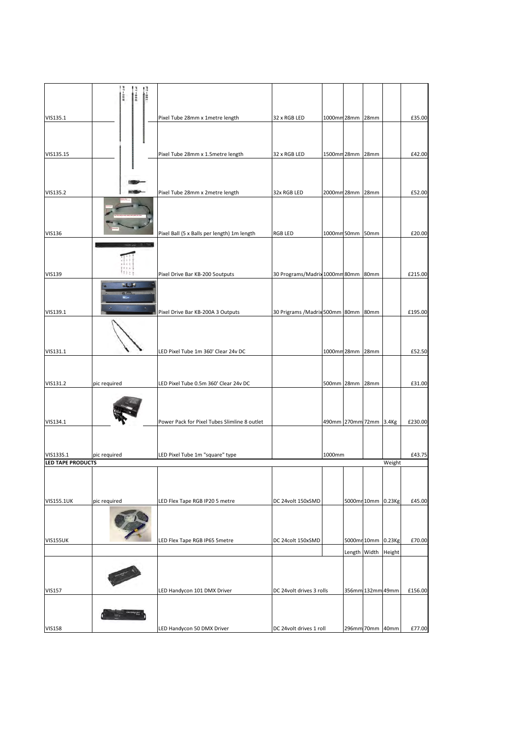| | | | | | | | | |
|---|---|---|---|---|---|---|---|---|
| VIS135.1 | | Pixel Tube 28mm x 1metre length | 32 x RGB LED | 1000mm | 28mm | 28mm | | £35.00 |
| VIS135.15 | | Pixel Tube 28mm x 1.5metre length | 32 x RGB LED | 1500mm | 28mm | 28mm | | £42.00 |
| VIS135.2 | | Pixel Tube 28mm x 2metre length | 32x RGB LED | 2000mm | 28mm | 28mm | | £52.00 |
| VIS136 | | Pixel Ball (5 x Balls per length) 1m length | RGB LED | 1000mm | 50mm | 50mm | | £20.00 |
| VIS139 | | Pixel Drive Bar KB-200 5outputs | 30 Programs/Madrix | 1000mm | 80mm | 80mm | | £215.00 |
| VIS139.1 | | Pixel Drive Bar KB-200A 3 Outputs | 30 Prigrams /Madrix | 500mm | 80mm | 80mm | | £195.00 |
| VIS131.1 | | LED Pixel Tube 1m 360' Clear 24v DC | | 1000mm | 28mm | 28mm | | £52.50 |
| VIS131.2 | pic required | LED Pixel Tube 0.5m 360' Clear 24v DC | | 500mm | 28mm | 28mm | | £31.00 |
| VIS134.1 | | Power Pack for Pixel Tubes Slimline 8 outlet | | 490mm | 270mm | 72mm | 3.4Kg | £230.00 |
| VIS133S.1 | pic required | LED Pixel Tube 1m "square" type | | 1000mm | | | | £43.75 |
| **LED TAPE PRODUCTS** | | | | | | | Weight | |
| VIS155.1UK | pic required | LED Flex Tape RGB IP20 5 metre | DC 24volt 150xSMD | | 5000mm | 10mm | 0.23Kg | £45.00 |
| VIS155UK | | LED Flex Tape RGB IP65 5metre | DC 24colt 150xSMD | | 5000mm | 10mm | 0.23Kg | £70.00 |
| | | | | | Length | Width | Height | |
| VIS157 | | LED Handycon 101 DMX Driver | DC 24volt drives 3 rolls | | 356mm | 132mm | 49mm | £156.00 |
| VIS158 | | LED Handycon 50 DMX Driver | DC 24volt drives 1 roll | | 296mm | 70mm | 40mm | £77.00 |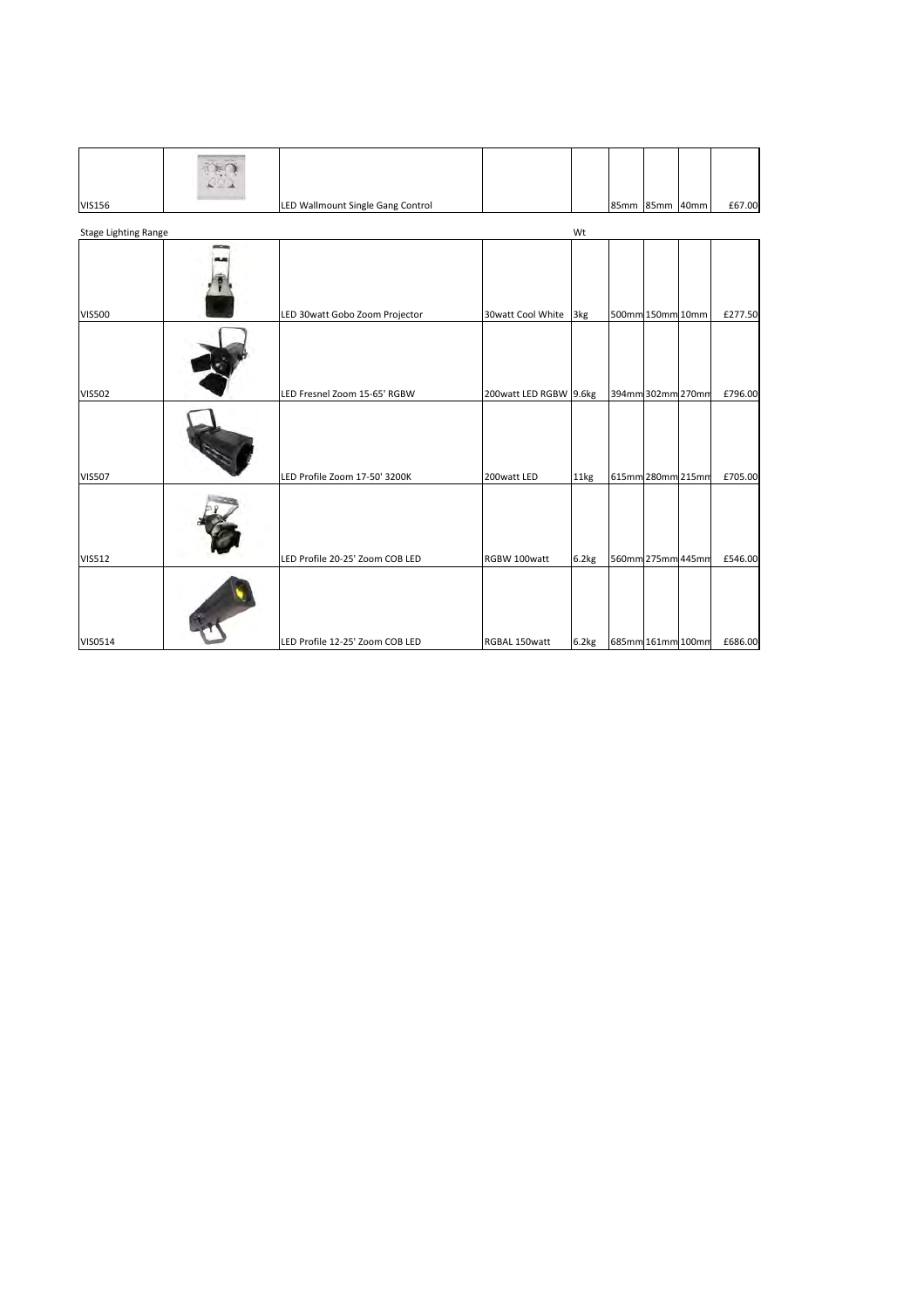| | | | | | | | | |
|---|---|---|---|---|---|---|---|---|
| VIS156 | | LED Wallmount Single Gang Control | | | 85mm | 85mm | 40mm | £67.00 |

Stage Lighting Range

| | | | | Wt | | | | |
|---|---|---|---|---|---|---|---|---|
| VIS500 | | LED 30watt Gobo Zoom Projector | 30watt Cool White | 3kg | 500mm | 150mm | 10mm | £277.50 |
| VIS502 | | LED Fresnel Zoom 15-65' RGBW | 200watt LED RGBW | 9.6kg | 394mm | 302mm | 270mm | £796.00 |
| VIS507 | | LED Profile Zoom 17-50' 3200K | 200watt LED | 11kg | 615mm | 280mm | 215mm | £705.00 |
| VIS512 | | LED Profile 20-25' Zoom COB LED | RGBW 100watt | 6.2kg | 560mm | 275mm | 445mm | £546.00 |
| VIS0514 | | LED Profile 12-25' Zoom COB LED | RGBAL 150watt | 6.2kg | 685mm | 161mm | 100mm | £686.00 |